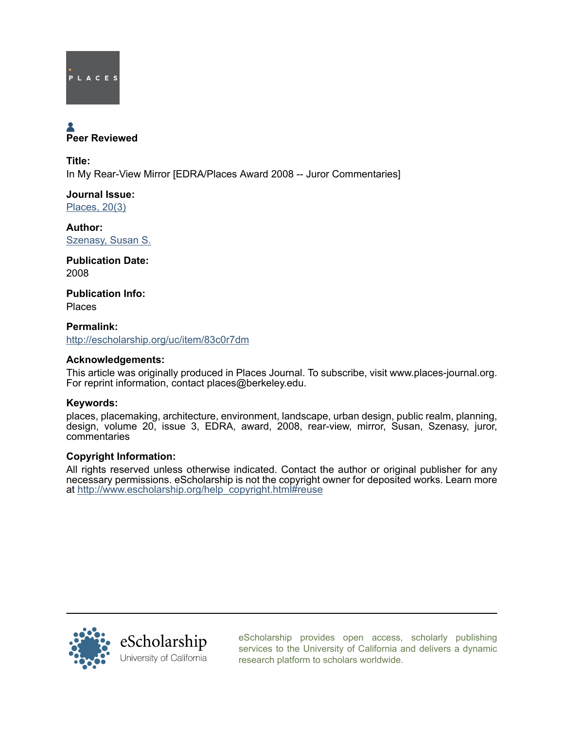PLACES

Peer Reviewed

**Title:**
In My Rear-View Mirror [EDRA/Places Award 2008 -- Juror Commentaries]

**Journal Issue:**
Places, 20(3)

**Author:**
Szenasy, Susan S.

**Publication Date:**
2008

**Publication Info:**
Places

**Permalink:**
http://escholarship.org/uc/item/83c0r7dm

**Acknowledgements:**
This article was originally produced in Places Journal. To subscribe, visit www.places-journal.org. For reprint information, contact places@berkeley.edu.

**Keywords:**
places, placemaking, architecture, environment, landscape, urban design, public realm, planning, design, volume 20, issue 3, EDRA, award, 2008, rear-view, mirror, Susan, Szenasy, juror, commentaries

**Copyright Information:**
All rights reserved unless otherwise indicated. Contact the author or original publisher for any necessary permissions. eScholarship is not the copyright owner for deposited works. Learn more at http://www.escholarship.org/help_copyright.html#reuse

eScholarship
University of California

eScholarship provides open access, scholarly publishing services to the University of California and delivers a dynamic research platform to scholars worldwide.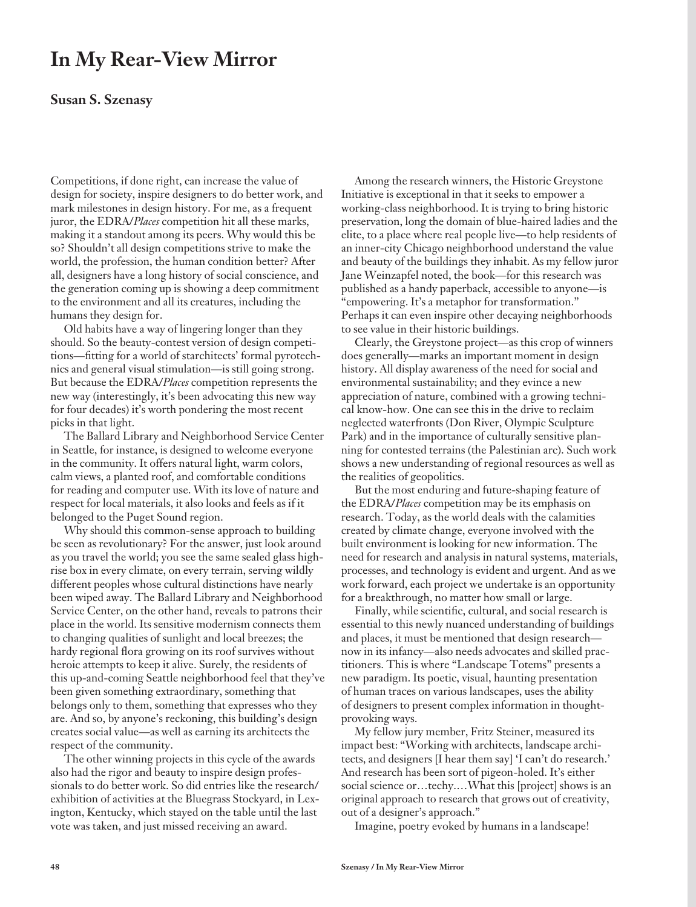# In My Rear-View Mirror

**Susan S. Szenasy**

Competitions, if done right, can increase the value of design for society, inspire designers to do better work, and mark milestones in design history. For me, as a frequent juror, the EDRA/*Places* competition hit all these marks, making it a standout among its peers. Why would this be so? Shouldn't all design competitions strive to make the world, the profession, the human condition better? After all, designers have a long history of social conscience, and the generation coming up is showing a deep commitment to the environment and all its creatures, including the humans they design for.

Old habits have a way of lingering longer than they should. So the beauty-contest version of design competitions—fitting for a world of starchitects' formal pyrotechnics and general visual stimulation—is still going strong. But because the EDRA/*Places* competition represents the new way (interestingly, it's been advocating this new way for four decades) it's worth pondering the most recent picks in that light.

The Ballard Library and Neighborhood Service Center in Seattle, for instance, is designed to welcome everyone in the community. It offers natural light, warm colors, calm views, a planted roof, and comfortable conditions for reading and computer use. With its love of nature and respect for local materials, it also looks and feels as if it belonged to the Puget Sound region.

Why should this common-sense approach to building be seen as revolutionary? For the answer, just look around as you travel the world; you see the same sealed glass high-rise box in every climate, on every terrain, serving wildly different peoples whose cultural distinctions have nearly been wiped away. The Ballard Library and Neighborhood Service Center, on the other hand, reveals to patrons their place in the world. Its sensitive modernism connects them to changing qualities of sunlight and local breezes; the hardy regional flora growing on its roof survives without heroic attempts to keep it alive. Surely, the residents of this up-and-coming Seattle neighborhood feel that they've been given something extraordinary, something that belongs only to them, something that expresses who they are. And so, by anyone's reckoning, this building's design creates social value—as well as earning its architects the respect of the community.

The other winning projects in this cycle of the awards also had the rigor and beauty to inspire design professionals to do better work. So did entries like the research/exhibition of activities at the Bluegrass Stockyard, in Lexington, Kentucky, which stayed on the table until the last vote was taken, and just missed receiving an award.

Among the research winners, the Historic Greystone Initiative is exceptional in that it seeks to empower a working-class neighborhood. It is trying to bring historic preservation, long the domain of blue-haired ladies and the elite, to a place where real people live—to help residents of an inner-city Chicago neighborhood understand the value and beauty of the buildings they inhabit. As my fellow juror Jane Weinzapfel noted, the book—for this research was published as a handy paperback, accessible to anyone—is "empowering. It's a metaphor for transformation." Perhaps it can even inspire other decaying neighborhoods to see value in their historic buildings.

Clearly, the Greystone project—as this crop of winners does generally—marks an important moment in design history. All display awareness of the need for social and environmental sustainability; and they evince a new appreciation of nature, combined with a growing technical know-how. One can see this in the drive to reclaim neglected waterfronts (Don River, Olympic Sculpture Park) and in the importance of culturally sensitive planning for contested terrains (the Palestinian arc). Such work shows a new understanding of regional resources as well as the realities of geopolitics.

But the most enduring and future-shaping feature of the EDRA/*Places* competition may be its emphasis on research. Today, as the world deals with the calamities created by climate change, everyone involved with the built environment is looking for new information. The need for research and analysis in natural systems, materials, processes, and technology is evident and urgent. And as we work forward, each project we undertake is an opportunity for a breakthrough, no matter how small or large.

Finally, while scientific, cultural, and social research is essential to this newly nuanced understanding of buildings and places, it must be mentioned that design research—now in its infancy—also needs advocates and skilled practitioners. This is where "Landscape Totems" presents a new paradigm. Its poetic, visual, haunting presentation of human traces on various landscapes, uses the ability of designers to present complex information in thought-provoking ways.

My fellow jury member, Fritz Steiner, measured its impact best: "Working with architects, landscape architects, and designers [I hear them say] 'I can't do research.' And research has been sort of pigeon-holed. It's either social science or…techy.…What this [project] shows is an original approach to research that grows out of creativity, out of a designer's approach."

Imagine, poetry evoked by humans in a landscape!